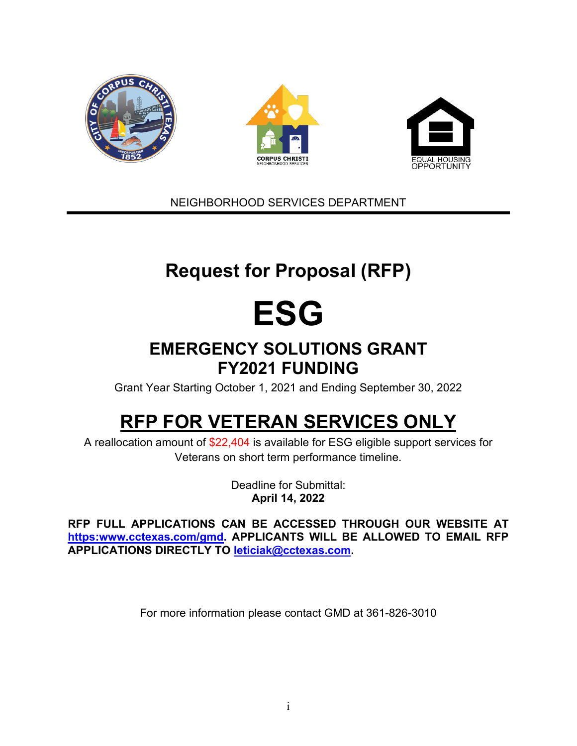NEIGHBORHOOD SERVICES DEPARTMENT

# Request for Proposal (RFP)

# ESG

## EMERGENCY SOLUTIONS GRANT
## FY2021 FUNDING

Grant Year Starting October 1, 2021 and Ending September 30, 2022

# RFP FOR VETERAN SERVICES ONLY

A reallocation amount of $22,404 is available for ESG eligible support services for Veterans on short term performance timeline.

Deadline for Submittal:
**April 14, 2022**

**RFP FULL APPLICATIONS CAN BE ACCESSED THROUGH OUR WEBSITE AT [https:www.cctexas.com/gmd](https:www.cctexas.com/gmd). APPLICANTS WILL BE ALLOWED TO EMAIL RFP APPLICATIONS DIRECTLY TO [leticiak@cctexas.com](mailto:leticiak@cctexas.com).**

For more information please contact GMD at 361-826-3010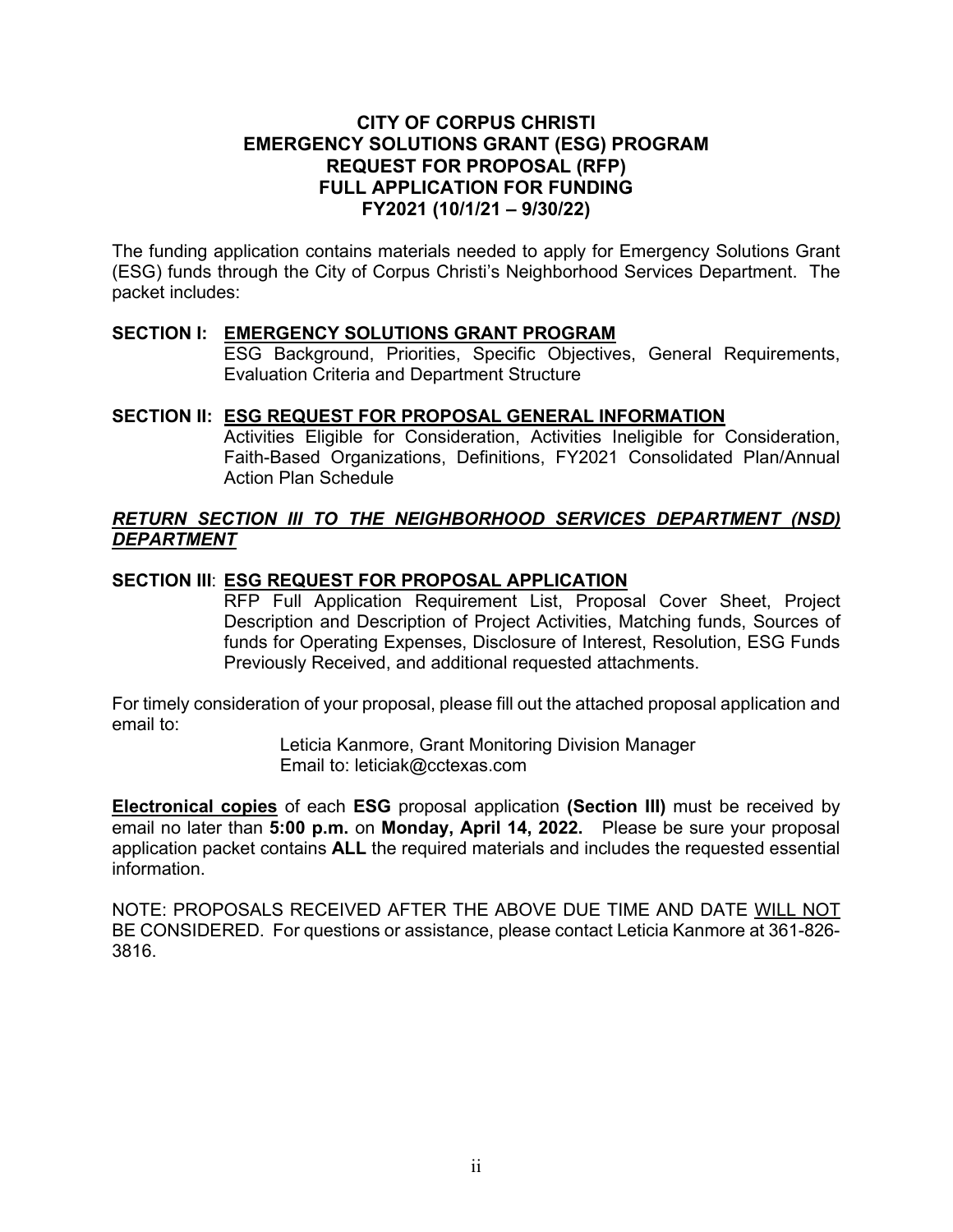# CITY OF CORPUS CHRISTI
# EMERGENCY SOLUTIONS GRANT (ESG) PROGRAM
# REQUEST FOR PROPOSAL (RFP)
# FULL APPLICATION FOR FUNDING
# FY2021 (10/1/21 – 9/30/22)

The funding application contains materials needed to apply for Emergency Solutions Grant (ESG) funds through the City of Corpus Christi's Neighborhood Services Department. The packet includes:

**SECTION I: EMERGENCY SOLUTIONS GRANT PROGRAM**
ESG Background, Priorities, Specific Objectives, General Requirements, Evaluation Criteria and Department Structure

**SECTION II: ESG REQUEST FOR PROPOSAL GENERAL INFORMATION**
Activities Eligible for Consideration, Activities Ineligible for Consideration, Faith-Based Organizations, Definitions, FY2021 Consolidated Plan/Annual Action Plan Schedule

***RETURN SECTION III TO THE NEIGHBORHOOD SERVICES DEPARTMENT (NSD) DEPARTMENT***

**SECTION III: ESG REQUEST FOR PROPOSAL APPLICATION**
RFP Full Application Requirement List, Proposal Cover Sheet, Project Description and Description of Project Activities, Matching funds, Sources of funds for Operating Expenses, Disclosure of Interest, Resolution, ESG Funds Previously Received, and additional requested attachments.

For timely consideration of your proposal, please fill out the attached proposal application and email to:

Leticia Kanmore, Grant Monitoring Division Manager
Email to: leticiak@cctexas.com

**Electronical copies** of each **ESG** proposal application **(Section III)** must be received by email no later than **5:00 p.m.** on **Monday, April 14, 2022.** Please be sure your proposal application packet contains **ALL** the required materials and includes the requested essential information.

NOTE: PROPOSALS RECEIVED AFTER THE ABOVE DUE TIME AND DATE WILL NOT BE CONSIDERED. For questions or assistance, please contact Leticia Kanmore at 361-826-3816.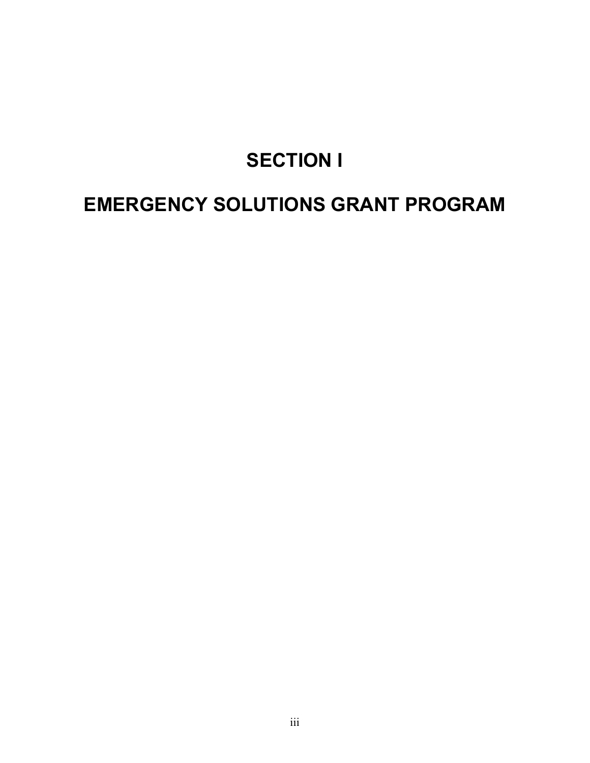# SECTION I

# EMERGENCY SOLUTIONS GRANT PROGRAM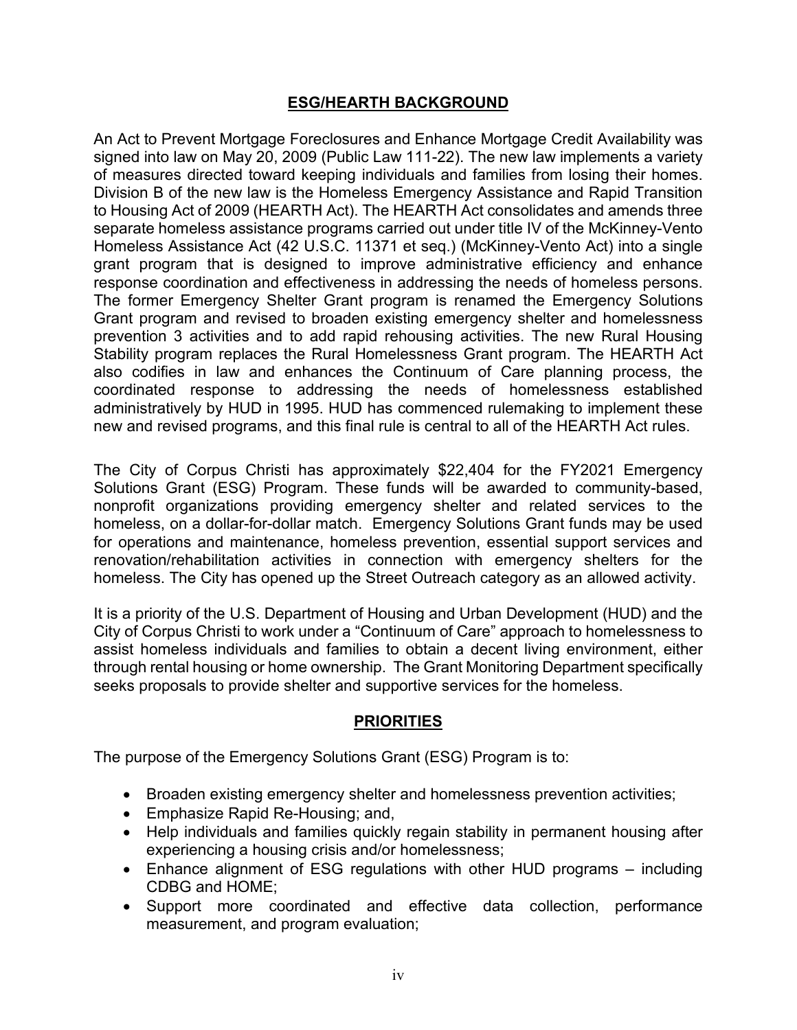## ESG/HEARTH BACKGROUND

An Act to Prevent Mortgage Foreclosures and Enhance Mortgage Credit Availability was signed into law on May 20, 2009 (Public Law 111-22). The new law implements a variety of measures directed toward keeping individuals and families from losing their homes. Division B of the new law is the Homeless Emergency Assistance and Rapid Transition to Housing Act of 2009 (HEARTH Act). The HEARTH Act consolidates and amends three separate homeless assistance programs carried out under title IV of the McKinney-Vento Homeless Assistance Act (42 U.S.C. 11371 et seq.) (McKinney-Vento Act) into a single grant program that is designed to improve administrative efficiency and enhance response coordination and effectiveness in addressing the needs of homeless persons. The former Emergency Shelter Grant program is renamed the Emergency Solutions Grant program and revised to broaden existing emergency shelter and homelessness prevention 3 activities and to add rapid rehousing activities. The new Rural Housing Stability program replaces the Rural Homelessness Grant program. The HEARTH Act also codifies in law and enhances the Continuum of Care planning process, the coordinated response to addressing the needs of homelessness established administratively by HUD in 1995. HUD has commenced rulemaking to implement these new and revised programs, and this final rule is central to all of the HEARTH Act rules.

The City of Corpus Christi has approximately $22,404 for the FY2021 Emergency Solutions Grant (ESG) Program. These funds will be awarded to community-based, nonprofit organizations providing emergency shelter and related services to the homeless, on a dollar-for-dollar match. Emergency Solutions Grant funds may be used for operations and maintenance, homeless prevention, essential support services and renovation/rehabilitation activities in connection with emergency shelters for the homeless. The City has opened up the Street Outreach category as an allowed activity.

It is a priority of the U.S. Department of Housing and Urban Development (HUD) and the City of Corpus Christi to work under a "Continuum of Care" approach to homelessness to assist homeless individuals and families to obtain a decent living environment, either through rental housing or home ownership. The Grant Monitoring Department specifically seeks proposals to provide shelter and supportive services for the homeless.

## PRIORITIES

The purpose of the Emergency Solutions Grant (ESG) Program is to:

- Broaden existing emergency shelter and homelessness prevention activities;
- Emphasize Rapid Re-Housing; and,
- Help individuals and families quickly regain stability in permanent housing after experiencing a housing crisis and/or homelessness;
- Enhance alignment of ESG regulations with other HUD programs – including CDBG and HOME;
- Support more coordinated and effective data collection, performance measurement, and program evaluation;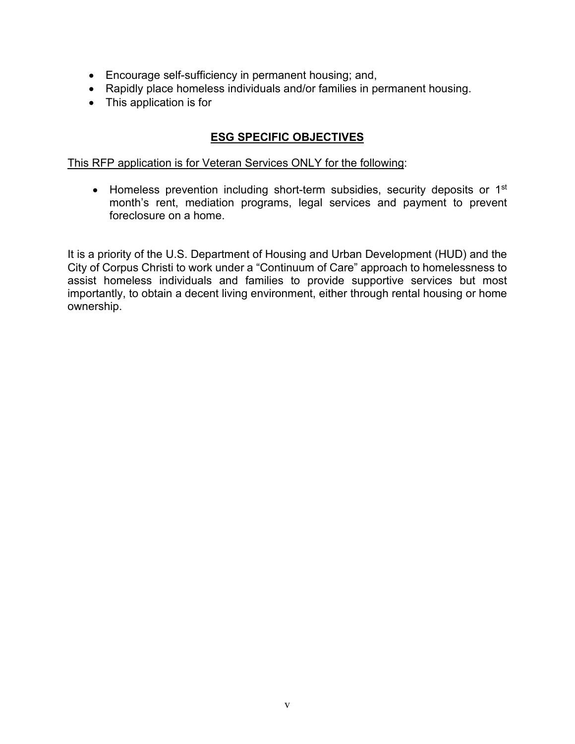- Encourage self-sufficiency in permanent housing; and,
- Rapidly place homeless individuals and/or families in permanent housing.
- This application is for

## ESG SPECIFIC OBJECTIVES

This RFP application is for Veteran Services ONLY for the following:

- Homeless prevention including short-term subsidies, security deposits or 1st month's rent, mediation programs, legal services and payment to prevent foreclosure on a home.

It is a priority of the U.S. Department of Housing and Urban Development (HUD) and the City of Corpus Christi to work under a "Continuum of Care" approach to homelessness to assist homeless individuals and families to provide supportive services but most importantly, to obtain a decent living environment, either through rental housing or home ownership.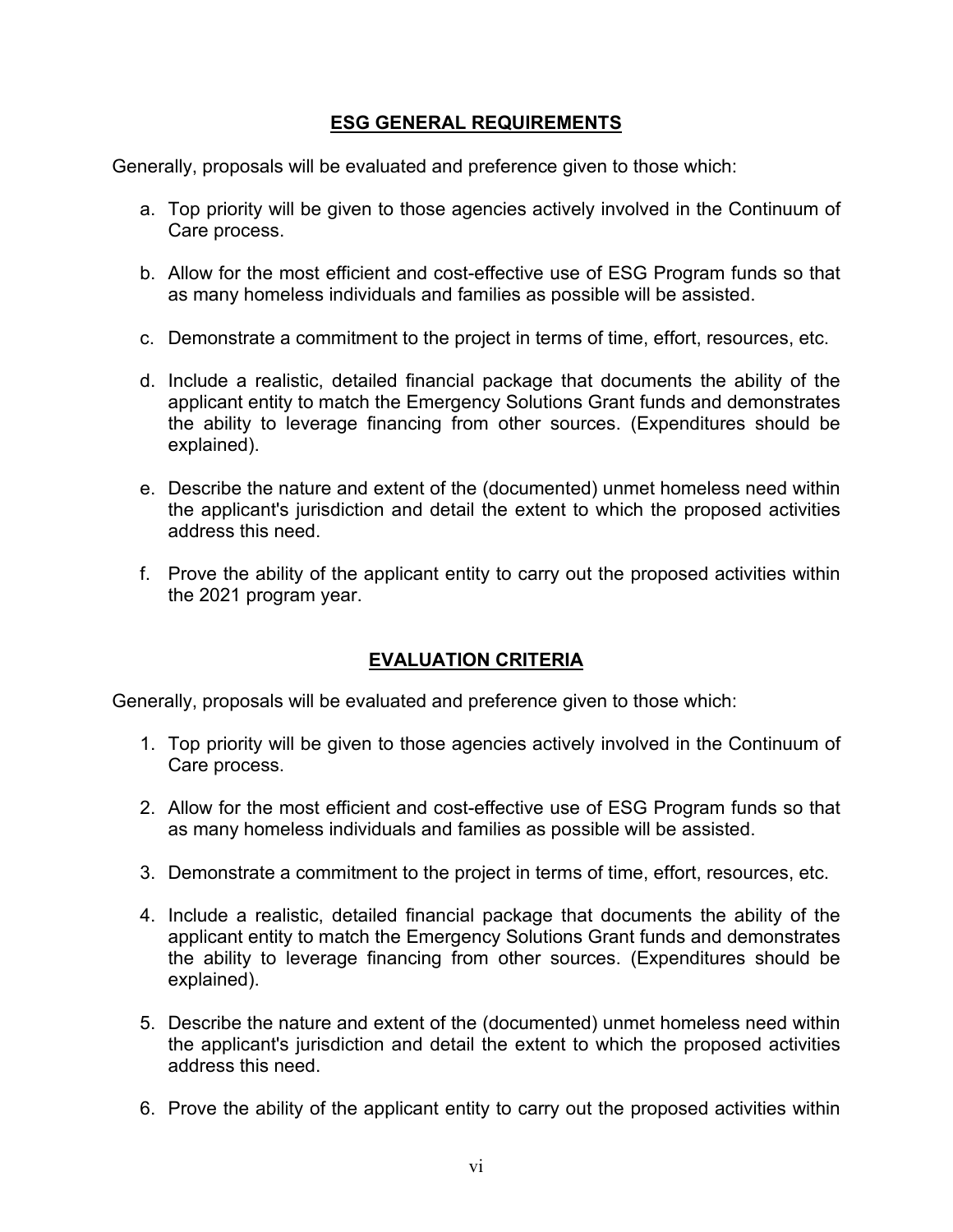## ESG GENERAL REQUIREMENTS

Generally, proposals will be evaluated and preference given to those which:

a. Top priority will be given to those agencies actively involved in the Continuum of Care process.

b. Allow for the most efficient and cost-effective use of ESG Program funds so that as many homeless individuals and families as possible will be assisted.

c. Demonstrate a commitment to the project in terms of time, effort, resources, etc.

d. Include a realistic, detailed financial package that documents the ability of the applicant entity to match the Emergency Solutions Grant funds and demonstrates the ability to leverage financing from other sources. (Expenditures should be explained).

e. Describe the nature and extent of the (documented) unmet homeless need within the applicant's jurisdiction and detail the extent to which the proposed activities address this need.

f. Prove the ability of the applicant entity to carry out the proposed activities within the 2021 program year.

## EVALUATION CRITERIA

Generally, proposals will be evaluated and preference given to those which:

1. Top priority will be given to those agencies actively involved in the Continuum of Care process.
2. Allow for the most efficient and cost-effective use of ESG Program funds so that as many homeless individuals and families as possible will be assisted.
3. Demonstrate a commitment to the project in terms of time, effort, resources, etc.
4. Include a realistic, detailed financial package that documents the ability of the applicant entity to match the Emergency Solutions Grant funds and demonstrates the ability to leverage financing from other sources. (Expenditures should be explained).
5. Describe the nature and extent of the (documented) unmet homeless need within the applicant's jurisdiction and detail the extent to which the proposed activities address this need.
6. Prove the ability of the applicant entity to carry out the proposed activities within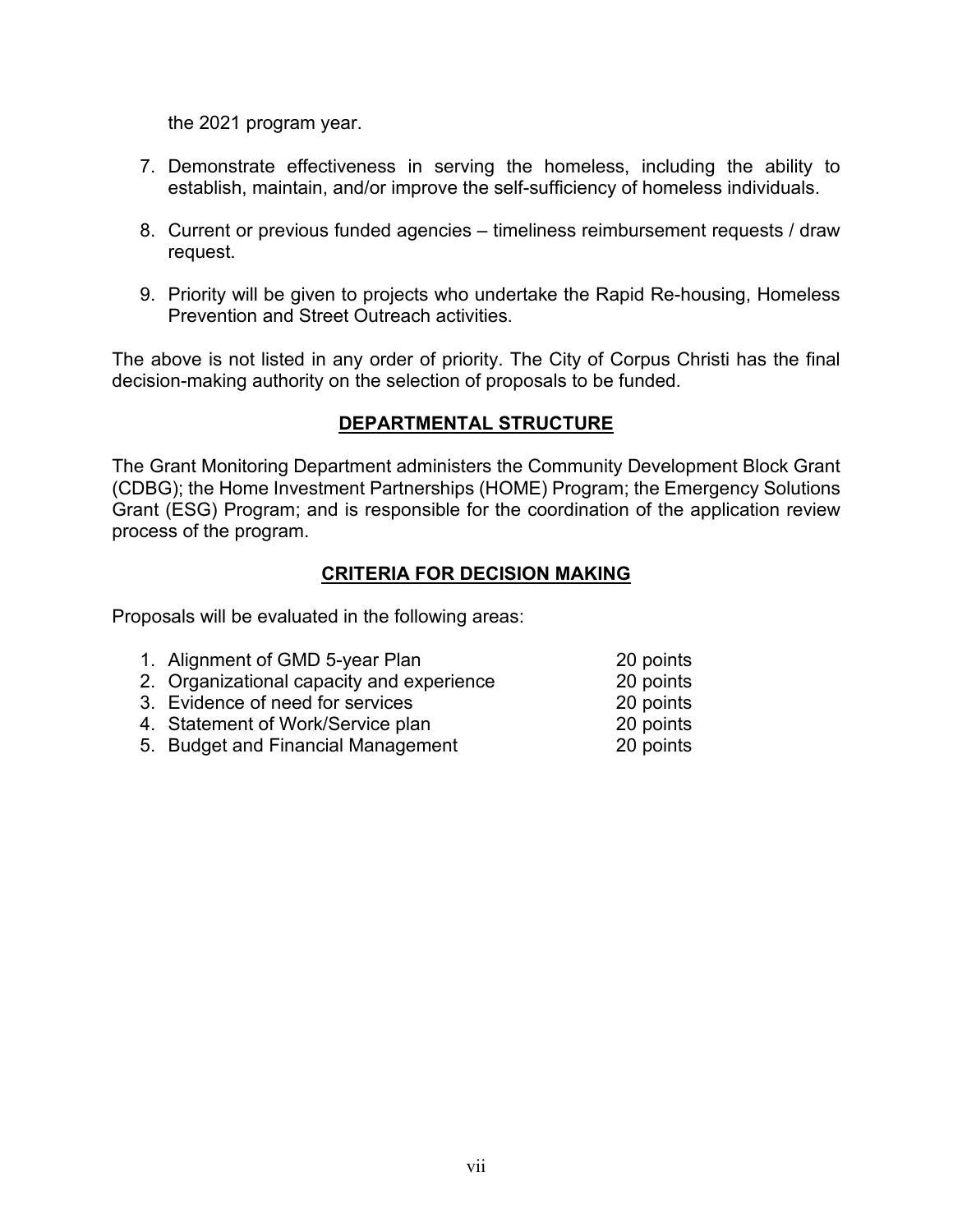the 2021 program year.

7. Demonstrate effectiveness in serving the homeless, including the ability to establish, maintain, and/or improve the self-sufficiency of homeless individuals.

8. Current or previous funded agencies – timeliness reimbursement requests / draw request.

9. Priority will be given to projects who undertake the Rapid Re-housing, Homeless Prevention and Street Outreach activities.

The above is not listed in any order of priority. The City of Corpus Christi has the final decision-making authority on the selection of proposals to be funded.

## DEPARTMENTAL STRUCTURE

The Grant Monitoring Department administers the Community Development Block Grant (CDBG); the Home Investment Partnerships (HOME) Program; the Emergency Solutions Grant (ESG) Program; and is responsible for the coordination of the application review process of the program.

## CRITERIA FOR DECISION MAKING

Proposals will be evaluated in the following areas:

1. Alignment of GMD 5-year Plan — 20 points
2. Organizational capacity and experience — 20 points
3. Evidence of need for services — 20 points
4. Statement of Work/Service plan — 20 points
5. Budget and Financial Management — 20 points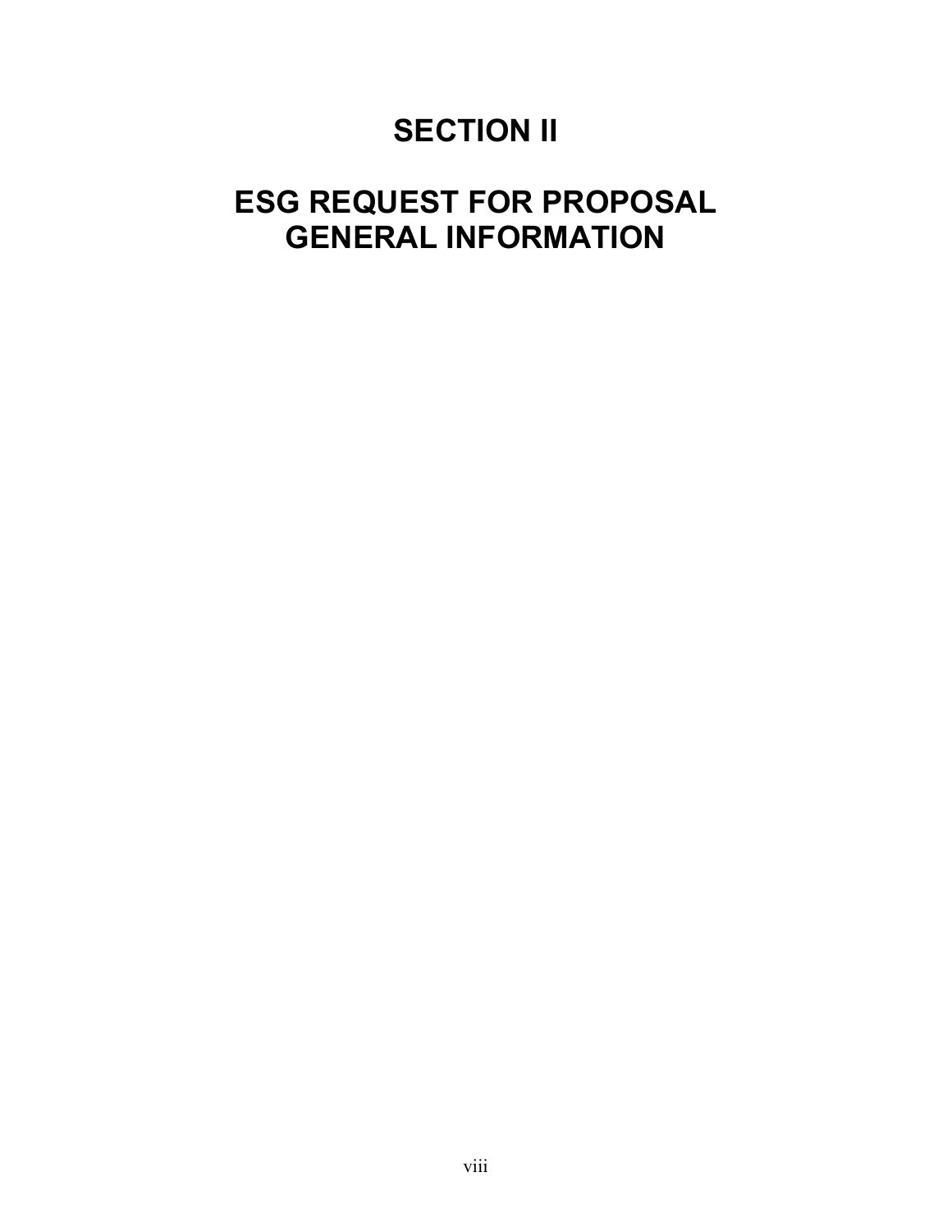# SECTION II

# ESG REQUEST FOR PROPOSAL GENERAL INFORMATION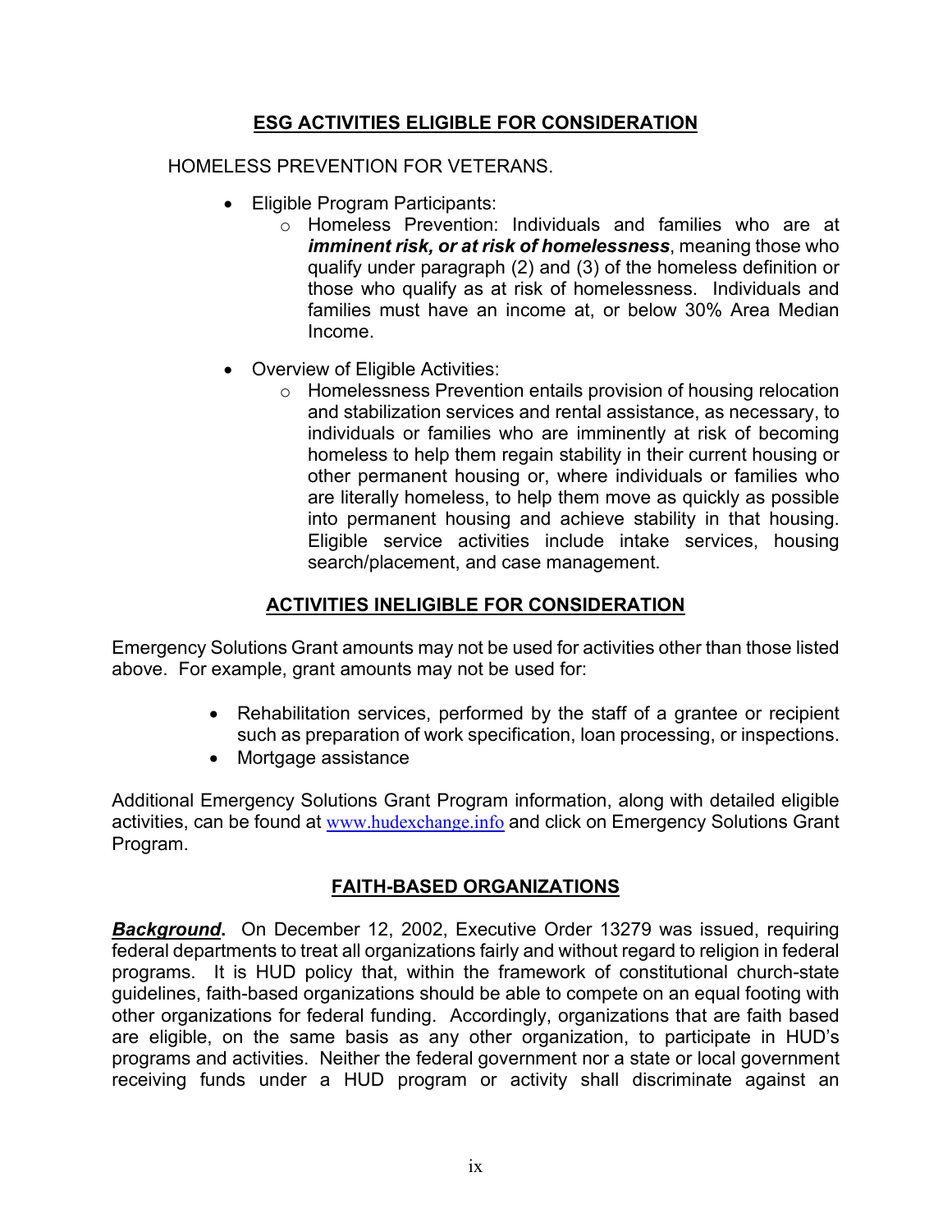## ESG ACTIVITIES ELIGIBLE FOR CONSIDERATION

HOMELESS PREVENTION FOR VETERANS.

- Eligible Program Participants:
  - Homeless Prevention: Individuals and families who are at ***imminent risk, or at risk of homelessness***, meaning those who qualify under paragraph (2) and (3) of the homeless definition or those who qualify as at risk of homelessness. Individuals and families must have an income at, or below 30% Area Median Income.
- Overview of Eligible Activities:
  - Homelessness Prevention entails provision of housing relocation and stabilization services and rental assistance, as necessary, to individuals or families who are imminently at risk of becoming homeless to help them regain stability in their current housing or other permanent housing or, where individuals or families who are literally homeless, to help them move as quickly as possible into permanent housing and achieve stability in that housing. Eligible service activities include intake services, housing search/placement, and case management.

## ACTIVITIES INELIGIBLE FOR CONSIDERATION

Emergency Solutions Grant amounts may not be used for activities other than those listed above. For example, grant amounts may not be used for:

- Rehabilitation services, performed by the staff of a grantee or recipient such as preparation of work specification, loan processing, or inspections.
- Mortgage assistance

Additional Emergency Solutions Grant Program information, along with detailed eligible activities, can be found at www.hudexchange.info and click on Emergency Solutions Grant Program.

## FAITH-BASED ORGANIZATIONS

***Background*.** On December 12, 2002, Executive Order 13279 was issued, requiring federal departments to treat all organizations fairly and without regard to religion in federal programs. It is HUD policy that, within the framework of constitutional church-state guidelines, faith-based organizations should be able to compete on an equal footing with other organizations for federal funding. Accordingly, organizations that are faith based are eligible, on the same basis as any other organization, to participate in HUD's programs and activities. Neither the federal government nor a state or local government receiving funds under a HUD program or activity shall discriminate against an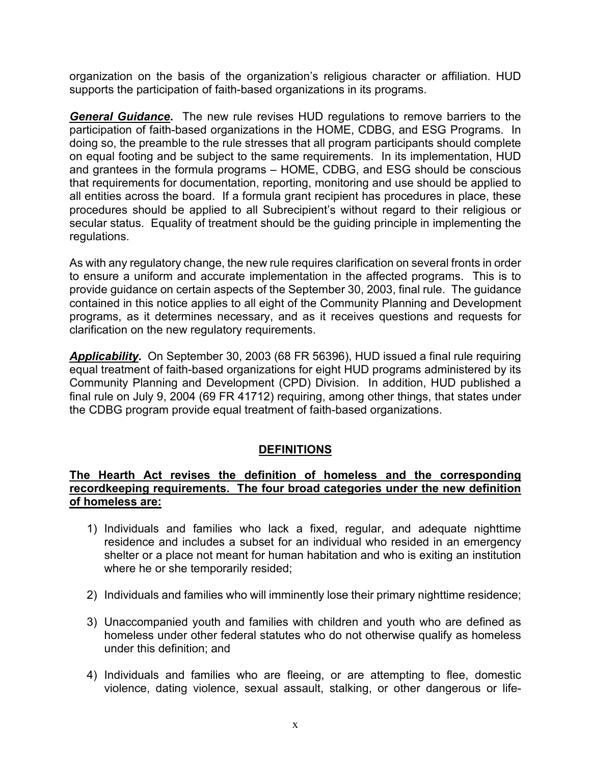organization on the basis of the organization's religious character or affiliation. HUD supports the participation of faith-based organizations in its programs.

***General Guidance*.** The new rule revises HUD regulations to remove barriers to the participation of faith-based organizations in the HOME, CDBG, and ESG Programs. In doing so, the preamble to the rule stresses that all program participants should complete on equal footing and be subject to the same requirements. In its implementation, HUD and grantees in the formula programs – HOME, CDBG, and ESG should be conscious that requirements for documentation, reporting, monitoring and use should be applied to all entities across the board. If a formula grant recipient has procedures in place, these procedures should be applied to all Subrecipient's without regard to their religious or secular status. Equality of treatment should be the guiding principle in implementing the regulations.

As with any regulatory change, the new rule requires clarification on several fronts in order to ensure a uniform and accurate implementation in the affected programs. This is to provide guidance on certain aspects of the September 30, 2003, final rule. The guidance contained in this notice applies to all eight of the Community Planning and Development programs, as it determines necessary, and as it receives questions and requests for clarification on the new regulatory requirements.

***Applicability*.** On September 30, 2003 (68 FR 56396), HUD issued a final rule requiring equal treatment of faith-based organizations for eight HUD programs administered by its Community Planning and Development (CPD) Division. In addition, HUD published a final rule on July 9, 2004 (69 FR 41712) requiring, among other things, that states under the CDBG program provide equal treatment of faith-based organizations.

## DEFINITIONS

**The Hearth Act revises the definition of homeless and the corresponding recordkeeping requirements. The four broad categories under the new definition of homeless are:**

1) Individuals and families who lack a fixed, regular, and adequate nighttime residence and includes a subset for an individual who resided in an emergency shelter or a place not meant for human habitation and who is exiting an institution where he or she temporarily resided;

2) Individuals and families who will imminently lose their primary nighttime residence;

3) Unaccompanied youth and families with children and youth who are defined as homeless under other federal statutes who do not otherwise qualify as homeless under this definition; and

4) Individuals and families who are fleeing, or are attempting to flee, domestic violence, dating violence, sexual assault, stalking, or other dangerous or life-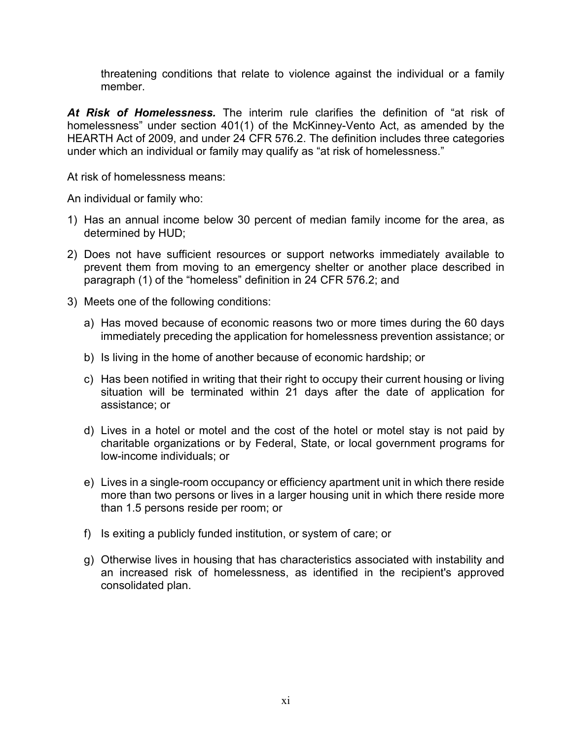threatening conditions that relate to violence against the individual or a family member.

***At Risk of Homelessness.*** The interim rule clarifies the definition of "at risk of homelessness" under section 401(1) of the McKinney-Vento Act, as amended by the HEARTH Act of 2009, and under 24 CFR 576.2. The definition includes three categories under which an individual or family may qualify as "at risk of homelessness."

At risk of homelessness means:

An individual or family who:

1) Has an annual income below 30 percent of median family income for the area, as determined by HUD;
2) Does not have sufficient resources or support networks immediately available to prevent them from moving to an emergency shelter or another place described in paragraph (1) of the "homeless" definition in 24 CFR 576.2; and
3) Meets one of the following conditions:
   a) Has moved because of economic reasons two or more times during the 60 days immediately preceding the application for homelessness prevention assistance; or
   b) Is living in the home of another because of economic hardship; or
   c) Has been notified in writing that their right to occupy their current housing or living situation will be terminated within 21 days after the date of application for assistance; or
   d) Lives in a hotel or motel and the cost of the hotel or motel stay is not paid by charitable organizations or by Federal, State, or local government programs for low-income individuals; or
   e) Lives in a single-room occupancy or efficiency apartment unit in which there reside more than two persons or lives in a larger housing unit in which there reside more than 1.5 persons reside per room; or
   f) Is exiting a publicly funded institution, or system of care; or
   g) Otherwise lives in housing that has characteristics associated with instability and an increased risk of homelessness, as identified in the recipient's approved consolidated plan.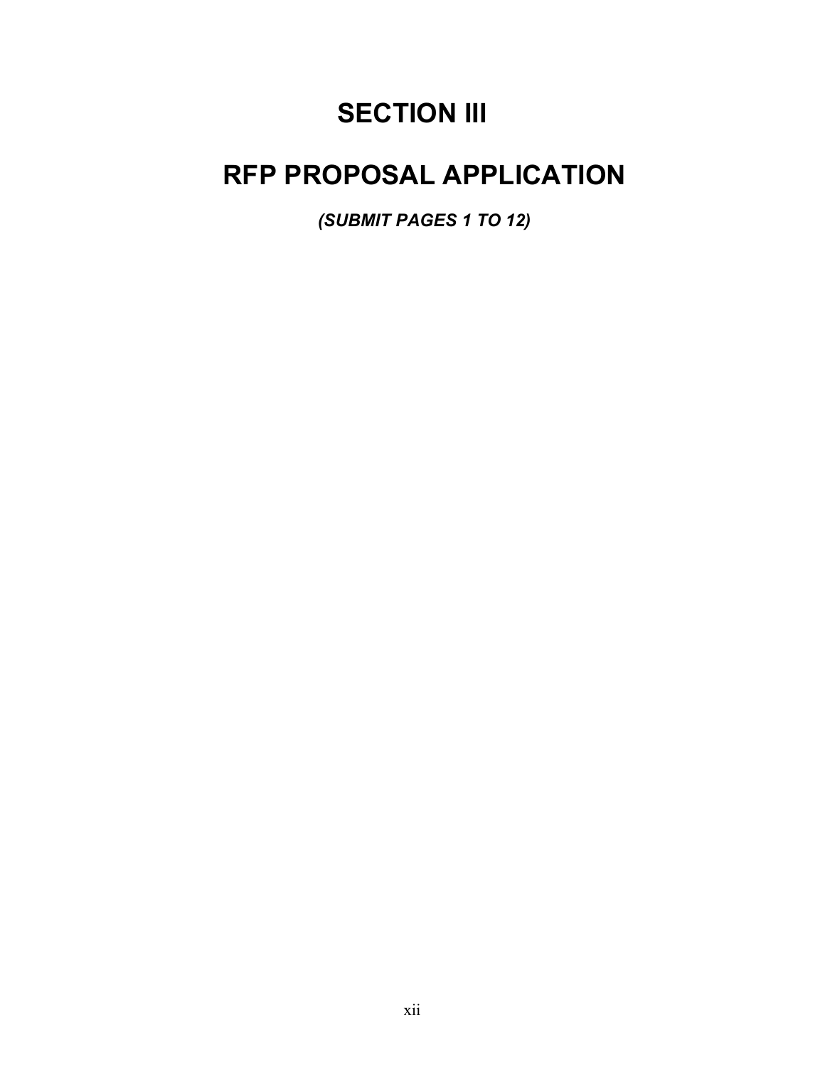# SECTION III

# RFP PROPOSAL APPLICATION

***(SUBMIT PAGES 1 TO 12)***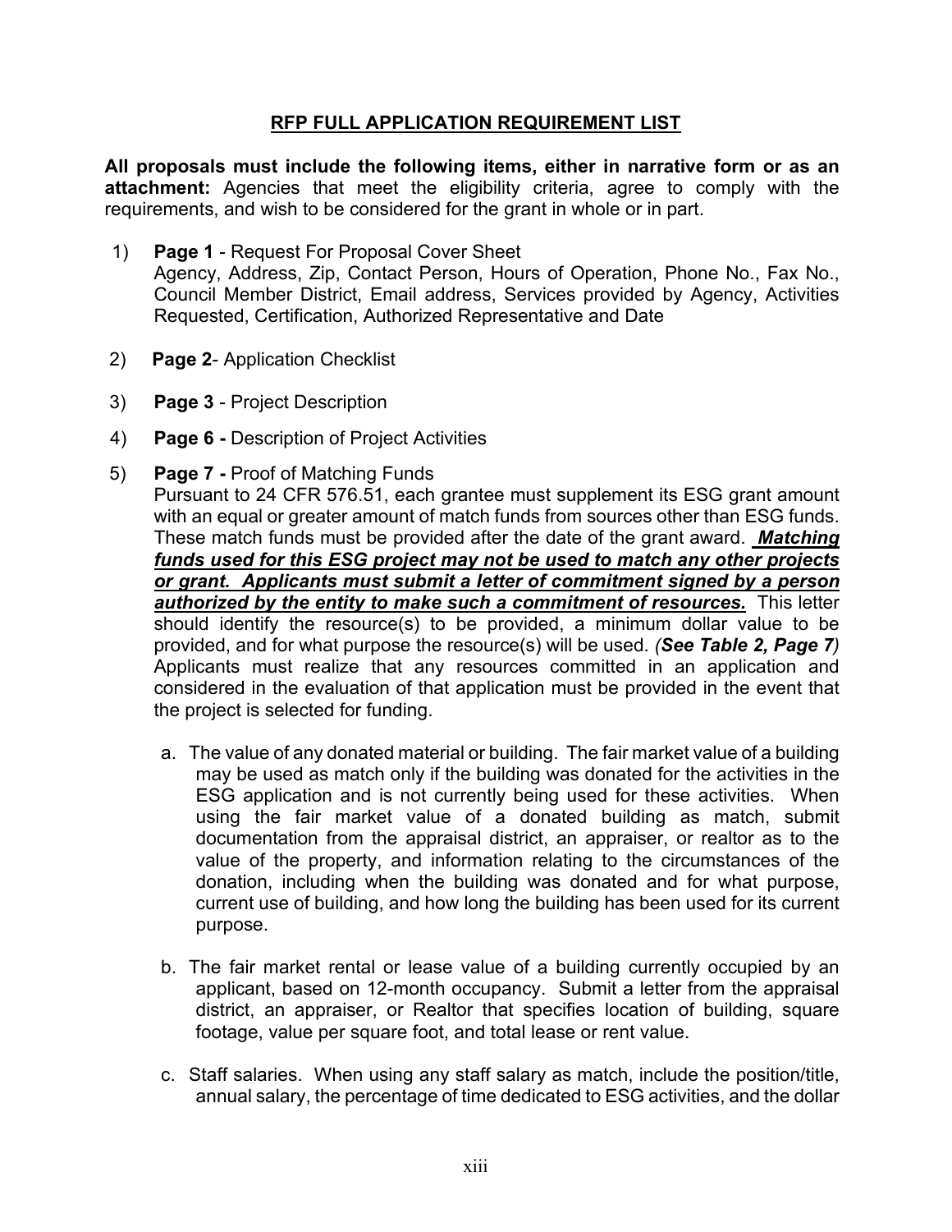## RFP FULL APPLICATION REQUIREMENT LIST

**All proposals must include the following items, either in narrative form or as an attachment:** Agencies that meet the eligibility criteria, agree to comply with the requirements, and wish to be considered for the grant in whole or in part.

1) **Page 1** - Request For Proposal Cover Sheet
   Agency, Address, Zip, Contact Person, Hours of Operation, Phone No., Fax No., Council Member District, Email address, Services provided by Agency, Activities Requested, Certification, Authorized Representative and Date

2) **Page 2**- Application Checklist

3) **Page 3** - Project Description

4) **Page 6 -** Description of Project Activities

5) **Page 7 -** Proof of Matching Funds
   Pursuant to 24 CFR 576.51, each grantee must supplement its ESG grant amount with an equal or greater amount of match funds from sources other than ESG funds. These match funds must be provided after the date of the grant award. ***Matching funds used for this ESG project may not be used to match any other projects or grant. Applicants must submit a letter of commitment signed by a person authorized by the entity to make such a commitment of resources.*** This letter should identify the resource(s) to be provided, a minimum dollar value to be provided, and for what purpose the resource(s) will be used. ***(See Table 2, Page 7)*** Applicants must realize that any resources committed in an application and considered in the evaluation of that application must be provided in the event that the project is selected for funding.

   a. The value of any donated material or building. The fair market value of a building may be used as match only if the building was donated for the activities in the ESG application and is not currently being used for these activities. When using the fair market value of a donated building as match, submit documentation from the appraisal district, an appraiser, or realtor as to the value of the property, and information relating to the circumstances of the donation, including when the building was donated and for what purpose, current use of building, and how long the building has been used for its current purpose.

   b. The fair market rental or lease value of a building currently occupied by an applicant, based on 12-month occupancy. Submit a letter from the appraisal district, an appraiser, or Realtor that specifies location of building, square footage, value per square foot, and total lease or rent value.

   c. Staff salaries. When using any staff salary as match, include the position/title, annual salary, the percentage of time dedicated to ESG activities, and the dollar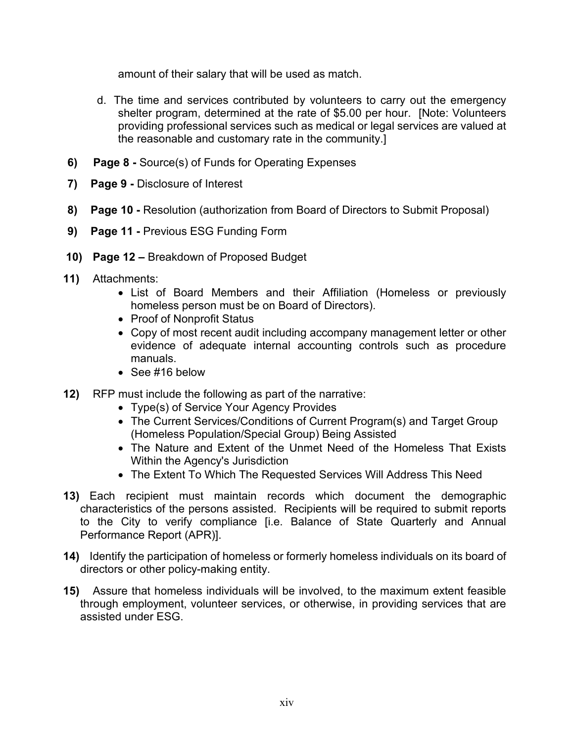amount of their salary that will be used as match.

d. The time and services contributed by volunteers to carry out the emergency shelter program, determined at the rate of $5.00 per hour. [Note: Volunteers providing professional services such as medical or legal services are valued at the reasonable and customary rate in the community.]

**6)** **Page 8 -** Source(s) of Funds for Operating Expenses

**7)** **Page 9 -** Disclosure of Interest

**8)** **Page 10 -** Resolution (authorization from Board of Directors to Submit Proposal)

**9)** **Page 11 -** Previous ESG Funding Form

**10)** **Page 12 –** Breakdown of Proposed Budget

**11)** Attachments:
- List of Board Members and their Affiliation (Homeless or previously homeless person must be on Board of Directors).
- Proof of Nonprofit Status
- Copy of most recent audit including accompany management letter or other evidence of adequate internal accounting controls such as procedure manuals.
- See #16 below

**12)** RFP must include the following as part of the narrative:
- Type(s) of Service Your Agency Provides
- The Current Services/Conditions of Current Program(s) and Target Group (Homeless Population/Special Group) Being Assisted
- The Nature and Extent of the Unmet Need of the Homeless That Exists Within the Agency's Jurisdiction
- The Extent To Which The Requested Services Will Address This Need

**13)** Each recipient must maintain records which document the demographic characteristics of the persons assisted. Recipients will be required to submit reports to the City to verify compliance [i.e. Balance of State Quarterly and Annual Performance Report (APR)].

**14)** Identify the participation of homeless or formerly homeless individuals on its board of directors or other policy-making entity.

**15)** Assure that homeless individuals will be involved, to the maximum extent feasible through employment, volunteer services, or otherwise, in providing services that are assisted under ESG.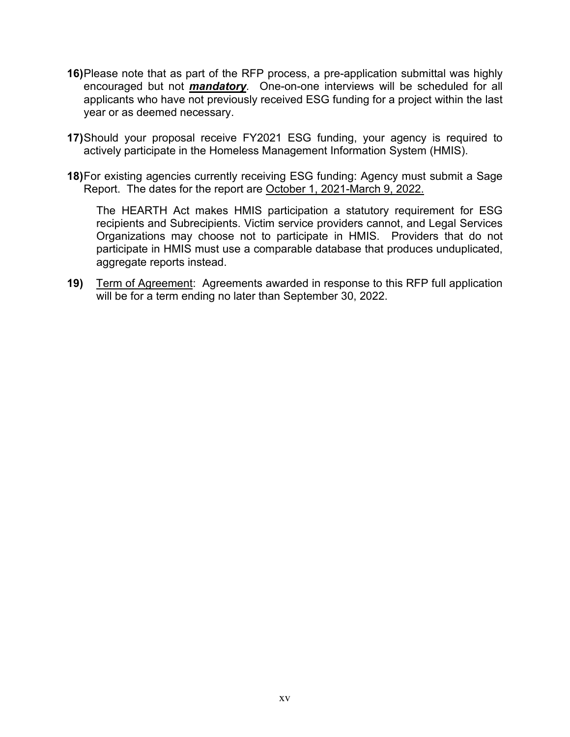**16)** Please note that as part of the RFP process, a pre-application submittal was highly encouraged but not ***mandatory***. One-on-one interviews will be scheduled for all applicants who have not previously received ESG funding for a project within the last year or as deemed necessary.

**17)** Should your proposal receive FY2021 ESG funding, your agency is required to actively participate in the Homeless Management Information System (HMIS).

**18)** For existing agencies currently receiving ESG funding: Agency must submit a Sage Report. The dates for the report are October 1, 2021-March 9, 2022.

The HEARTH Act makes HMIS participation a statutory requirement for ESG recipients and Subrecipients. Victim service providers cannot, and Legal Services Organizations may choose not to participate in HMIS. Providers that do not participate in HMIS must use a comparable database that produces unduplicated, aggregate reports instead.

**19)** Term of Agreement: Agreements awarded in response to this RFP full application will be for a term ending no later than September 30, 2022.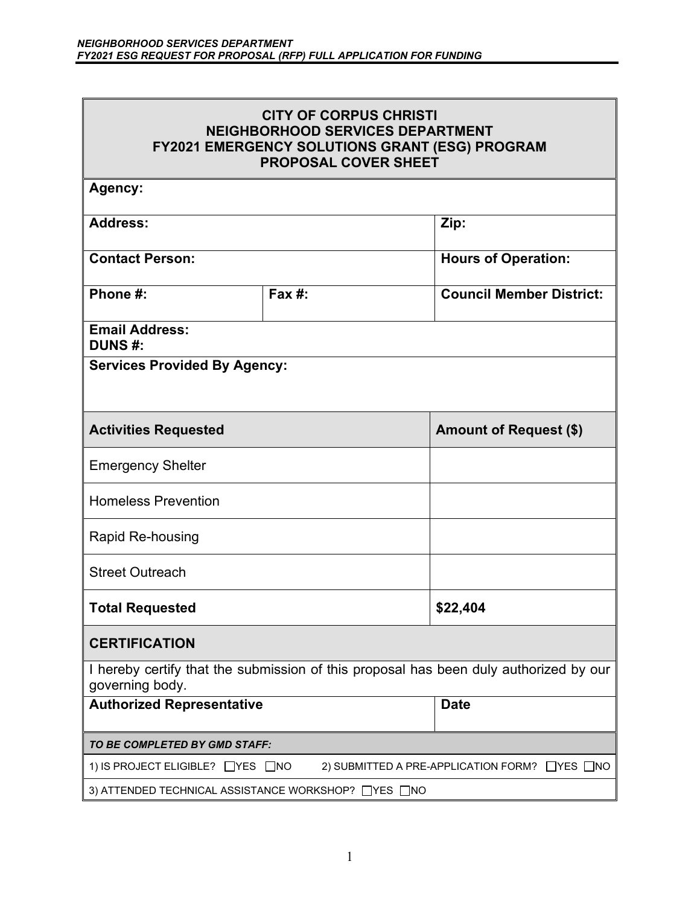| CITY OF CORPUS CHRISTI<br>NEIGHBORHOOD SERVICES DEPARTMENT<br>FY2021 EMERGENCY SOLUTIONS GRANT (ESG) PROGRAM<br>PROPOSAL COVER SHEET | | |
|---|---|---|
| **Agency:** | | |
| **Address:** | | **Zip:** |
| **Contact Person:** | | **Hours of Operation:** |
| **Phone #:** | **Fax #:** | **Council Member District:** |
| **Email Address:**<br>**DUNS #:** | | |
| **Services Provided By Agency:** | | |

| **Activities Requested** | **Amount of Request ($)** |
|---|---|
| Emergency Shelter | |
| Homeless Prevention | |
| Rapid Re-housing | |
| Street Outreach | |
| **Total Requested** | **$22,404** |

| **CERTIFICATION** | |
|---|---|
| I hereby certify that the submission of this proposal has been duly authorized by our governing body. | |
| **Authorized Representative** | **Date** |

| *TO BE COMPLETED BY GMD STAFF:* | |
|---|---|
| 1) IS PROJECT ELIGIBLE? ☐YES ☐NO | 2) SUBMITTED A PRE-APPLICATION FORM? ☐YES ☐NO |
| 3) ATTENDED TECHNICAL ASSISTANCE WORKSHOP? ☐YES ☐NO | |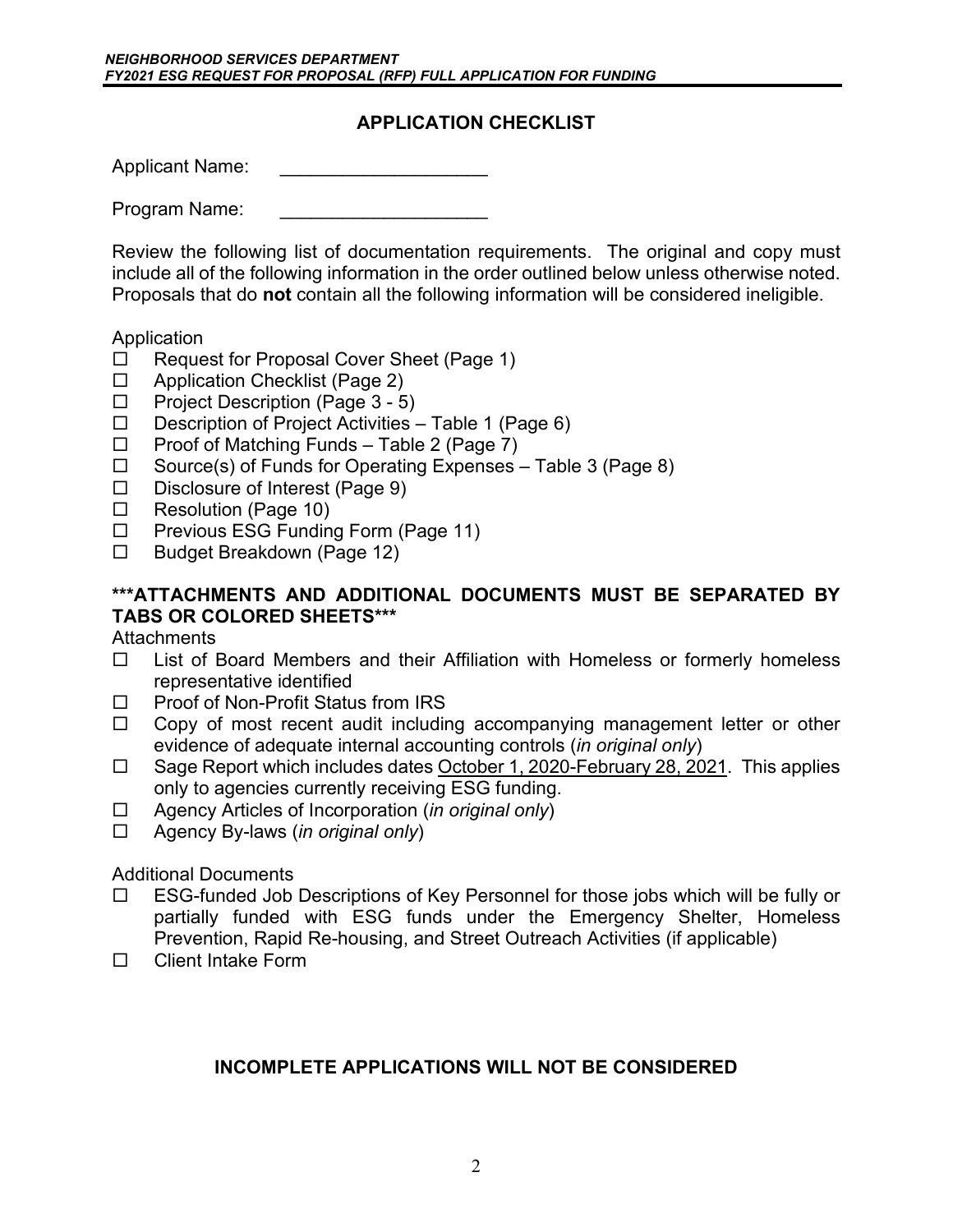## APPLICATION CHECKLIST

Applicant Name: ____________________

Program Name: ____________________

Review the following list of documentation requirements. The original and copy must include all of the following information in the order outlined below unless otherwise noted. Proposals that do **not** contain all the following information will be considered ineligible.

Application

- ☐ Request for Proposal Cover Sheet (Page 1)
- ☐ Application Checklist (Page 2)
- ☐ Project Description (Page 3 - 5)
- ☐ Description of Project Activities – Table 1 (Page 6)
- ☐ Proof of Matching Funds – Table 2 (Page 7)
- ☐ Source(s) of Funds for Operating Expenses – Table 3 (Page 8)
- ☐ Disclosure of Interest (Page 9)
- ☐ Resolution (Page 10)
- ☐ Previous ESG Funding Form (Page 11)
- ☐ Budget Breakdown (Page 12)

**\*\*\*ATTACHMENTS AND ADDITIONAL DOCUMENTS MUST BE SEPARATED BY TABS OR COLORED SHEETS\*\*\***

Attachments

- ☐ List of Board Members and their Affiliation with Homeless or formerly homeless representative identified
- ☐ Proof of Non-Profit Status from IRS
- ☐ Copy of most recent audit including accompanying management letter or other evidence of adequate internal accounting controls (*in original only*)
- ☐ Sage Report which includes dates <u>October 1, 2020-February 28, 2021</u>. This applies only to agencies currently receiving ESG funding.
- ☐ Agency Articles of Incorporation (*in original only*)
- ☐ Agency By-laws (*in original only*)

Additional Documents

- ☐ ESG-funded Job Descriptions of Key Personnel for those jobs which will be fully or partially funded with ESG funds under the Emergency Shelter, Homeless Prevention, Rapid Re-housing, and Street Outreach Activities (if applicable)
- ☐ Client Intake Form

**INCOMPLETE APPLICATIONS WILL NOT BE CONSIDERED**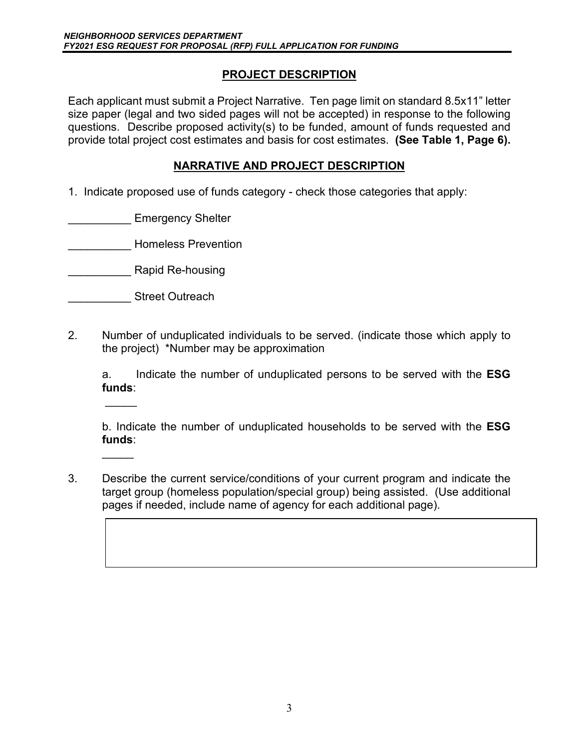## PROJECT DESCRIPTION

Each applicant must submit a Project Narrative. Ten page limit on standard 8.5x11" letter size paper (legal and two sided pages will not be accepted) in response to the following questions. Describe proposed activity(s) to be funded, amount of funds requested and provide total project cost estimates and basis for cost estimates. **(See Table 1, Page 6).**

## NARRATIVE AND PROJECT DESCRIPTION

1. Indicate proposed use of funds category - check those categories that apply:

__________ Emergency Shelter

__________ Homeless Prevention

__________ Rapid Re-housing

__________ Street Outreach

2. Number of unduplicated individuals to be served. (indicate those which apply to the project) *Number may be approximation

   a. Indicate the number of unduplicated persons to be served with the **ESG funds**:

   _____

   b. Indicate the number of unduplicated households to be served with the **ESG funds**:

   _____

3. Describe the current service/conditions of your current program and indicate the target group (homeless population/special group) being assisted. (Use additional pages if needed, include name of agency for each additional page).

| |
|---|
| |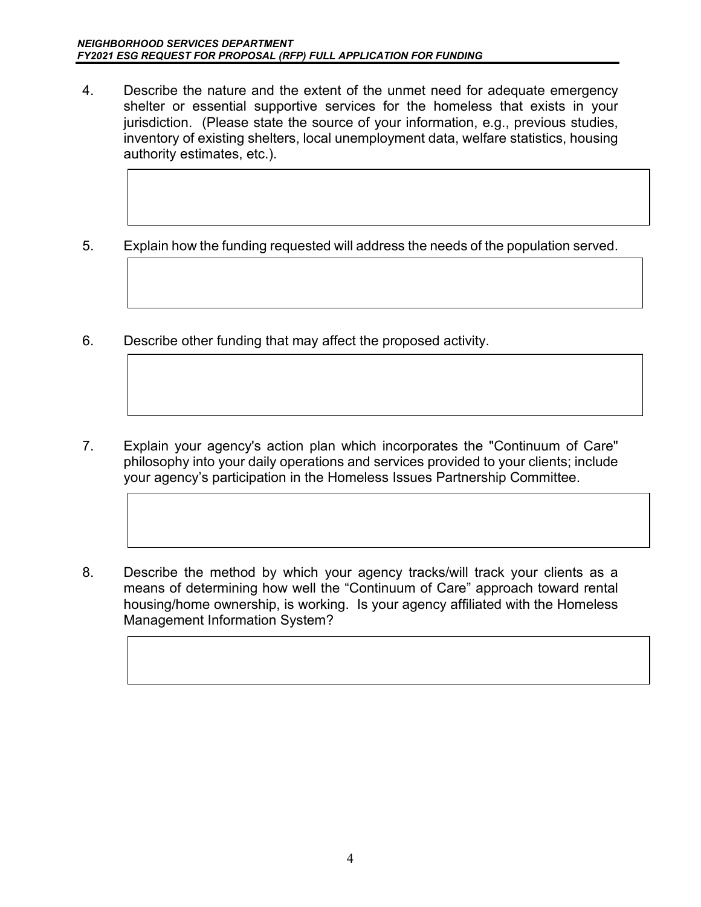4. Describe the nature and the extent of the unmet need for adequate emergency shelter or essential supportive services for the homeless that exists in your jurisdiction. (Please state the source of your information, e.g., previous studies, inventory of existing shelters, local unemployment data, welfare statistics, housing authority estimates, etc.).

5. Explain how the funding requested will address the needs of the population served.

6. Describe other funding that may affect the proposed activity.

7. Explain your agency's action plan which incorporates the "Continuum of Care" philosophy into your daily operations and services provided to your clients; include your agency's participation in the Homeless Issues Partnership Committee.

8. Describe the method by which your agency tracks/will track your clients as a means of determining how well the "Continuum of Care" approach toward rental housing/home ownership, is working. Is your agency affiliated with the Homeless Management Information System?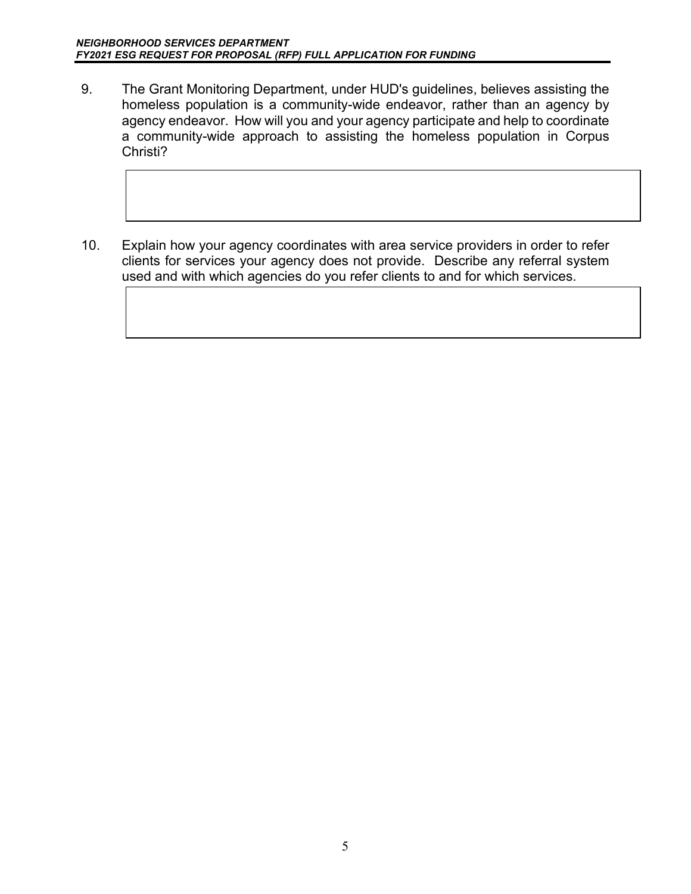9. The Grant Monitoring Department, under HUD's guidelines, believes assisting the homeless population is a community-wide endeavor, rather than an agency by agency endeavor. How will you and your agency participate and help to coordinate a community-wide approach to assisting the homeless population in Corpus Christi?

| |
|---|
| |

10. Explain how your agency coordinates with area service providers in order to refer clients for services your agency does not provide. Describe any referral system used and with which agencies do you refer clients to and for which services.

| |
|---|
| |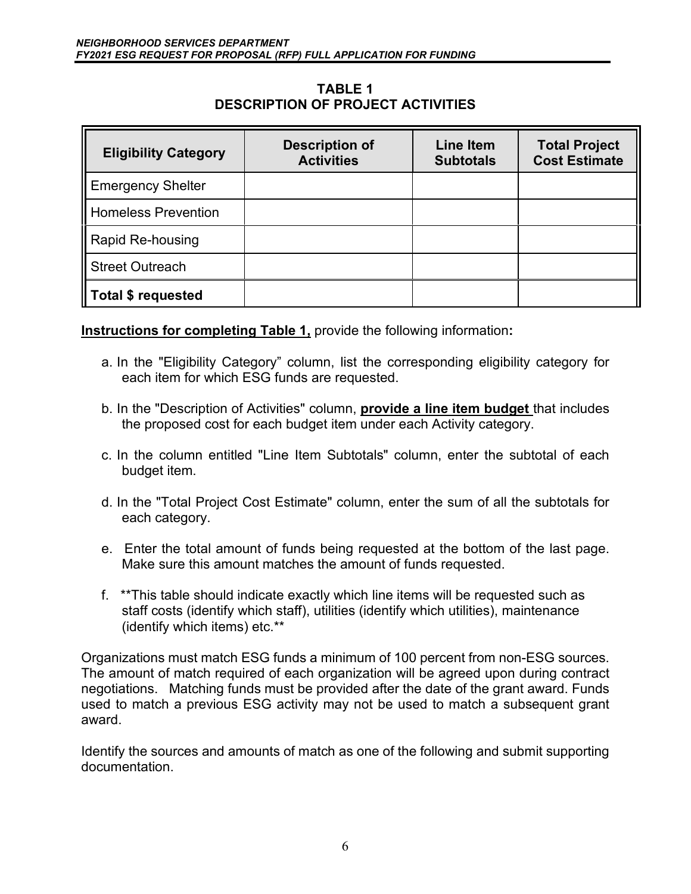## TABLE 1
## DESCRIPTION OF PROJECT ACTIVITIES

| Eligibility Category | Description of Activities | Line Item Subtotals | Total Project Cost Estimate |
|---|---|---|---|
| Emergency Shelter | | | |
| Homeless Prevention | | | |
| Rapid Re-housing | | | |
| Street Outreach | | | |
| **Total $ requested** | | | |

**Instructions for completing Table 1,** provide the following information**:**

a. In the "Eligibility Category" column, list the corresponding eligibility category for each item for which ESG funds are requested.

b. In the "Description of Activities" column, **provide a line item budget** that includes the proposed cost for each budget item under each Activity category.

c. In the column entitled "Line Item Subtotals" column, enter the subtotal of each budget item.

d. In the "Total Project Cost Estimate" column, enter the sum of all the subtotals for each category.

e. Enter the total amount of funds being requested at the bottom of the last page. Make sure this amount matches the amount of funds requested.

f. **This table should indicate exactly which line items will be requested such as staff costs (identify which staff), utilities (identify which utilities), maintenance (identify which items) etc.**

Organizations must match ESG funds a minimum of 100 percent from non-ESG sources. The amount of match required of each organization will be agreed upon during contract negotiations. Matching funds must be provided after the date of the grant award. Funds used to match a previous ESG activity may not be used to match a subsequent grant award.

Identify the sources and amounts of match as one of the following and submit supporting documentation.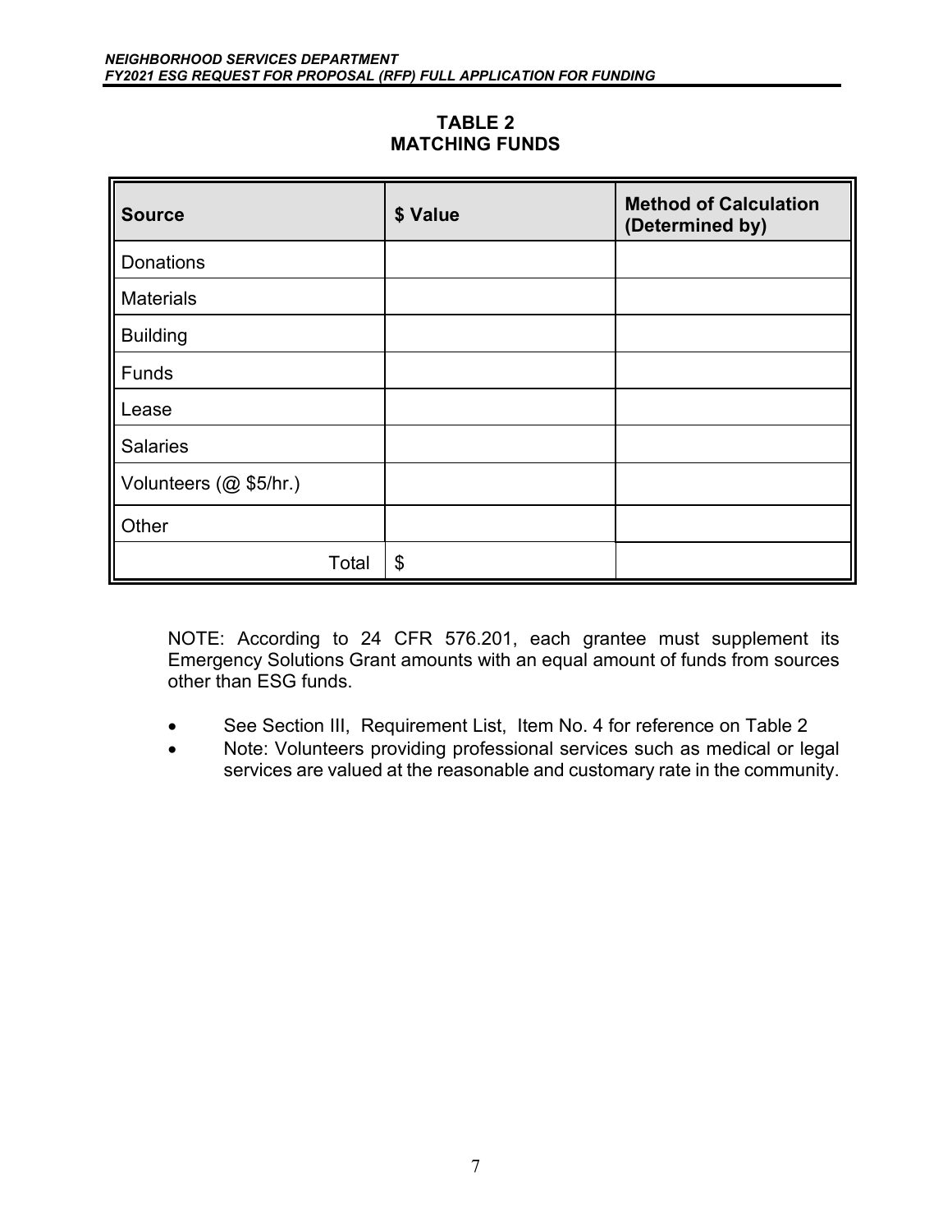## TABLE 2
## MATCHING FUNDS

| Source | $ Value | Method of Calculation (Determined by) |
|---|---|---|
| Donations | | |
| Materials | | |
| Building | | |
| Funds | | |
| Lease | | |
| Salaries | | |
| Volunteers (@ $5/hr.) | | |
| Other | | |
| Total | $ | |

NOTE: According to 24 CFR 576.201, each grantee must supplement its Emergency Solutions Grant amounts with an equal amount of funds from sources other than ESG funds.

- See Section III, Requirement List, Item No. 4 for reference on Table 2
- Note: Volunteers providing professional services such as medical or legal services are valued at the reasonable and customary rate in the community.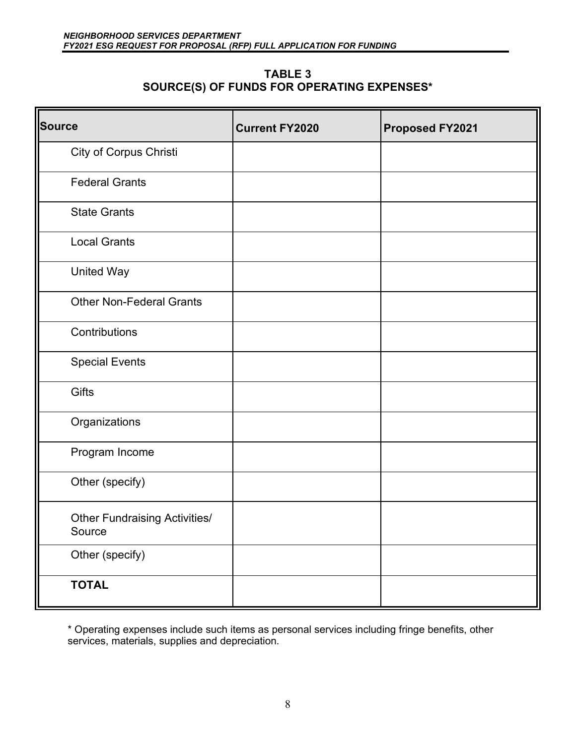**TABLE 3**
**SOURCE(S) OF FUNDS FOR OPERATING EXPENSES***

| Source | Current FY2020 | Proposed FY2021 |
|---|---|---|
| City of Corpus Christi | | |
| Federal Grants | | |
| State Grants | | |
| Local Grants | | |
| United Way | | |
| Other Non-Federal Grants | | |
| Contributions | | |
| Special Events | | |
| Gifts | | |
| Organizations | | |
| Program Income | | |
| Other (specify) | | |
| Other Fundraising Activities/ Source | | |
| Other (specify) | | |
| **TOTAL** | | |

* Operating expenses include such items as personal services including fringe benefits, other services, materials, supplies and depreciation.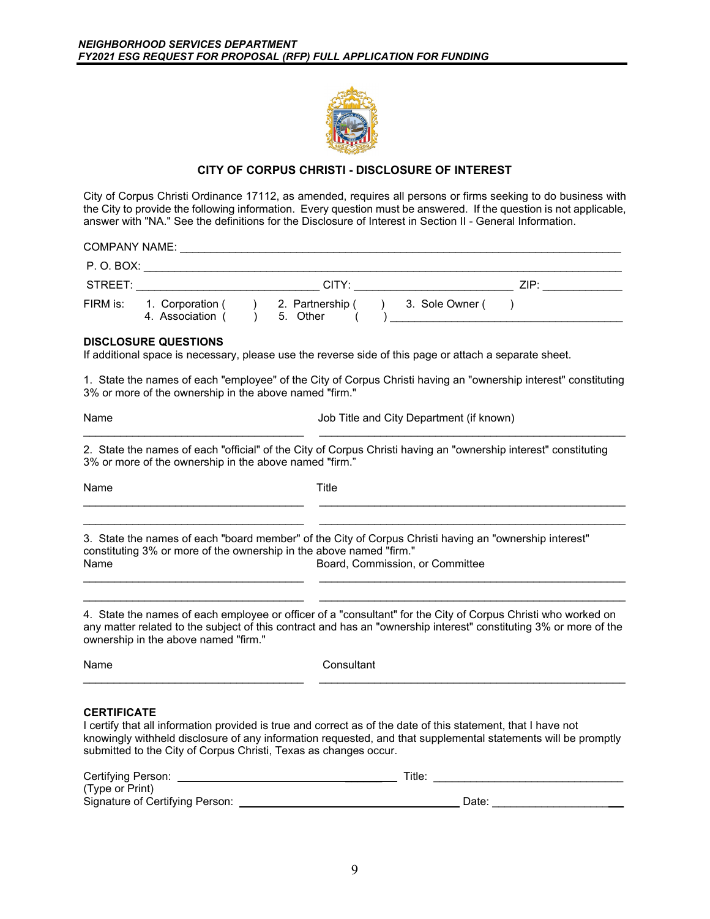## CITY OF CORPUS CHRISTI - DISCLOSURE OF INTEREST

City of Corpus Christi Ordinance 17112, as amended, requires all persons or firms seeking to do business with the City to provide the following information. Every question must be answered. If the question is not applicable, answer with "NA." See the definitions for the Disclosure of Interest in Section II - General Information.

COMPANY NAME: ______________________________________________

P. O. BOX: ______________________________________________

STREET: ______________________ CITY: ____________________ ZIP: __________

FIRM is: 1. Corporation ( ) 2. Partnership ( ) 3. Sole Owner ( )
4. Association ( ) 5. Other ( ) ______________________________

### DISCLOSURE QUESTIONS

If additional space is necessary, please use the reverse side of this page or attach a separate sheet.

1. State the names of each "employee" of the City of Corpus Christi having an "ownership interest" constituting 3% or more of the ownership in the above named "firm."

| Name | Job Title and City Department (if known) |
|---|---|
| ______________________ | ______________________ |

2. State the names of each "official" of the City of Corpus Christi having an "ownership interest" constituting 3% or more of the ownership in the above named "firm."

| Name | Title |
|---|---|
| ______________________ | ______________________ |
| ______________________ | ______________________ |

3. State the names of each "board member" of the City of Corpus Christi having an "ownership interest" constituting 3% or more of the ownership in the above named "firm."

| Name | Board, Commission, or Committee |
|---|---|
| ______________________ | ______________________ |
| ______________________ | ______________________ |

4. State the names of each employee or officer of a "consultant" for the City of Corpus Christi who worked on any matter related to the subject of this contract and has an "ownership interest" constituting 3% or more of the ownership in the above named "firm."

| Name | Consultant |
|---|---|
| ______________________ | ______________________ |

### CERTIFICATE

I certify that all information provided is true and correct as of the date of this statement, that I have not knowingly withheld disclosure of any information requested, and that supplemental statements will be promptly submitted to the City of Corpus Christi, Texas as changes occur.

Certifying Person: ______________________ Title: ______________________
(Type or Print)

Signature of Certifying Person: ______________________ Date: ______________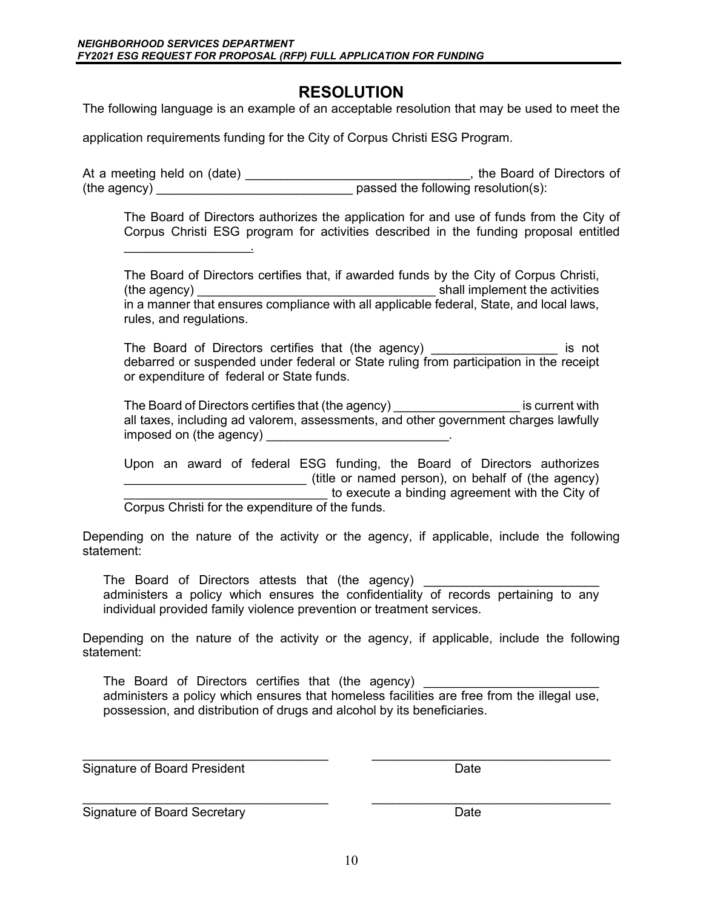# RESOLUTION

The following language is an example of an acceptable resolution that may be used to meet the application requirements funding for the City of Corpus Christi ESG Program.

At a meeting held on (date) ________________________________, the Board of Directors of (the agency) ____________________________ passed the following resolution(s):

> The Board of Directors authorizes the application for and use of funds from the City of Corpus Christi ESG program for activities described in the funding proposal entitled __________________.
>
> The Board of Directors certifies that, if awarded funds by the City of Corpus Christi, (the agency) __________________________________ shall implement the activities in a manner that ensures compliance with all applicable federal, State, and local laws, rules, and regulations.
>
> The Board of Directors certifies that (the agency) __________________ is not debarred or suspended under federal or State ruling from participation in the receipt or expenditure of federal or State funds.
>
> The Board of Directors certifies that (the agency) __________________ is current with all taxes, including ad valorem, assessments, and other government charges lawfully imposed on (the agency) __________________________.
>
> Upon an award of federal ESG funding, the Board of Directors authorizes __________________________ (title or named person), on behalf of (the agency) _____________________________ to execute a binding agreement with the City of Corpus Christi for the expenditure of the funds.

Depending on the nature of the activity or the agency, if applicable, include the following statement:

> The Board of Directors attests that (the agency) _________________________ administers a policy which ensures the confidentiality of records pertaining to any individual provided family violence prevention or treatment services.

Depending on the nature of the activity or the agency, if applicable, include the following statement:

> The Board of Directors certifies that (the agency) _________________________ administers a policy which ensures that homeless facilities are free from the illegal use, possession, and distribution of drugs and alcohol by its beneficiaries.

___________________________________ ___________________________________
Signature of Board President Date

___________________________________ ___________________________________
Signature of Board Secretary Date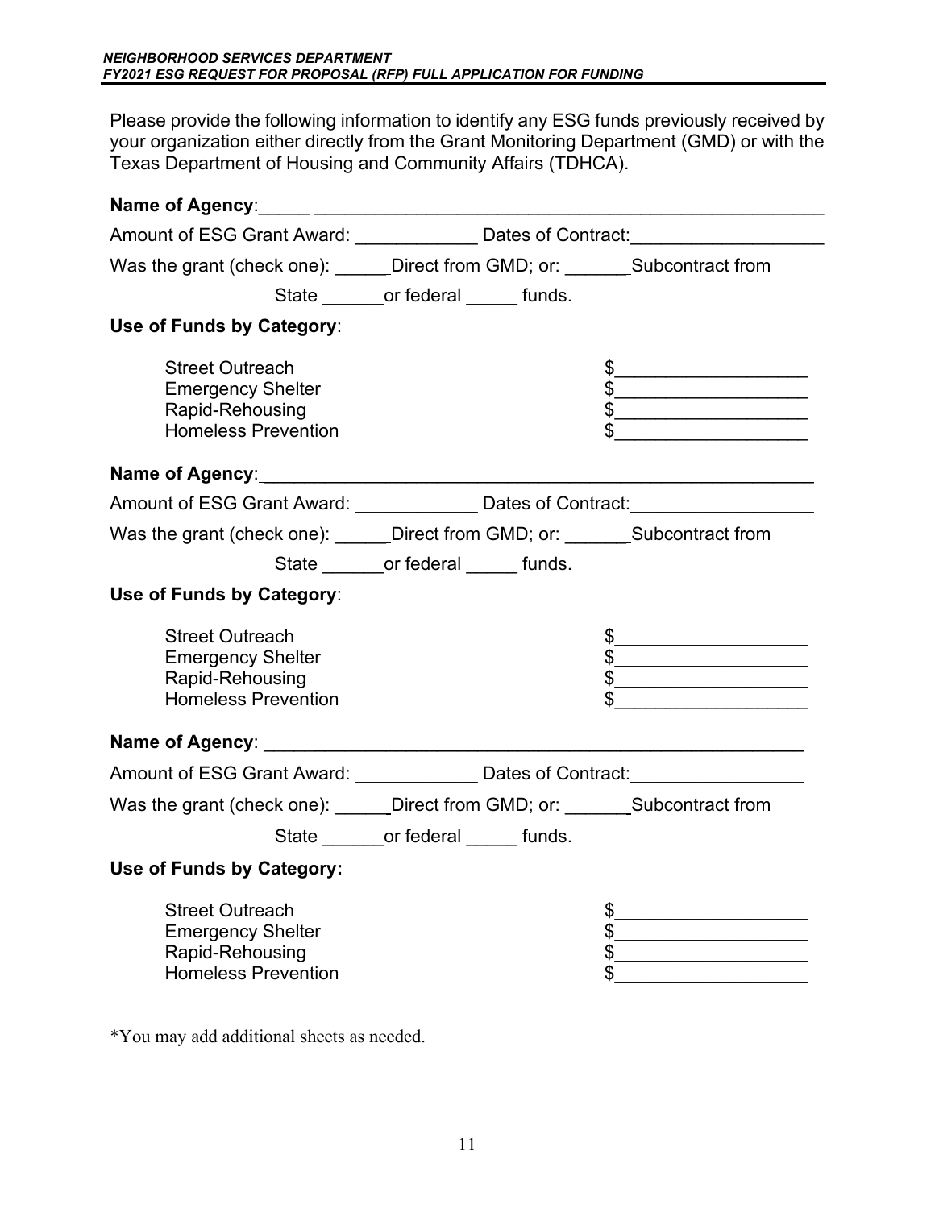Please provide the following information to identify any ESG funds previously received by your organization either directly from the Grant Monitoring Department (GMD) or with the Texas Department of Housing and Community Affairs (TDHCA).

**Name of Agency**:\_\_\_\_\_\_\_\_\_\_\_\_\_\_\_\_\_\_\_\_\_\_\_\_\_\_\_\_\_\_\_\_\_\_\_\_\_\_\_\_\_\_\_\_\_\_\_\_\_\_\_\_\_\_

Amount of ESG Grant Award: \_\_\_\_\_\_\_\_\_\_\_\_ Dates of Contract:\_\_\_\_\_\_\_\_\_\_\_\_\_\_\_\_\_\_\_

Was the grant (check one): \_\_\_\_\_\_Direct from GMD; or: \_\_\_\_\_\_\_Subcontract from State \_\_\_\_\_\_\_or federal \_\_\_\_\_\_ funds.

**Use of Funds by Category**:

| | |
|---|---|
| Street Outreach | $\_\_\_\_\_\_\_\_\_\_\_\_\_\_\_\_\_\_\_ |
| Emergency Shelter | $\_\_\_\_\_\_\_\_\_\_\_\_\_\_\_\_\_\_\_ |
| Rapid-Rehousing | $\_\_\_\_\_\_\_\_\_\_\_\_\_\_\_\_\_\_\_ |
| Homeless Prevention | $\_\_\_\_\_\_\_\_\_\_\_\_\_\_\_\_\_\_\_ |

**Name of Agency**:\_\_\_\_\_\_\_\_\_\_\_\_\_\_\_\_\_\_\_\_\_\_\_\_\_\_\_\_\_\_\_\_\_\_\_\_\_\_\_\_\_\_\_\_\_\_\_\_\_\_\_\_\_\_

Amount of ESG Grant Award: \_\_\_\_\_\_\_\_\_\_\_\_ Dates of Contract:\_\_\_\_\_\_\_\_\_\_\_\_\_\_\_\_\_\_

Was the grant (check one): \_\_\_\_\_\_Direct from GMD; or: \_\_\_\_\_\_\_Subcontract from State \_\_\_\_\_\_\_or federal \_\_\_\_\_\_ funds.

**Use of Funds by Category**:

| | |
|---|---|
| Street Outreach | $\_\_\_\_\_\_\_\_\_\_\_\_\_\_\_\_\_\_\_ |
| Emergency Shelter | $\_\_\_\_\_\_\_\_\_\_\_\_\_\_\_\_\_\_\_ |
| Rapid-Rehousing | $\_\_\_\_\_\_\_\_\_\_\_\_\_\_\_\_\_\_\_ |
| Homeless Prevention | $\_\_\_\_\_\_\_\_\_\_\_\_\_\_\_\_\_\_\_ |

**Name of Agency**: \_\_\_\_\_\_\_\_\_\_\_\_\_\_\_\_\_\_\_\_\_\_\_\_\_\_\_\_\_\_\_\_\_\_\_\_\_\_\_\_\_\_\_\_\_\_\_\_\_\_\_\_\_

Amount of ESG Grant Award: \_\_\_\_\_\_\_\_\_\_\_\_ Dates of Contract:\_\_\_\_\_\_\_\_\_\_\_\_\_\_\_\_\_

Was the grant (check one): \_\_\_\_\_\_Direct from GMD; or: \_\_\_\_\_\_\_Subcontract from State \_\_\_\_\_\_\_or federal \_\_\_\_\_\_ funds.

**Use of Funds by Category:**

| | |
|---|---|
| Street Outreach | $\_\_\_\_\_\_\_\_\_\_\_\_\_\_\_\_\_\_\_ |
| Emergency Shelter | $\_\_\_\_\_\_\_\_\_\_\_\_\_\_\_\_\_\_\_ |
| Rapid-Rehousing | $\_\_\_\_\_\_\_\_\_\_\_\_\_\_\_\_\_\_\_ |
| Homeless Prevention | $\_\_\_\_\_\_\_\_\_\_\_\_\_\_\_\_\_\_\_ |

*You may add additional sheets as needed.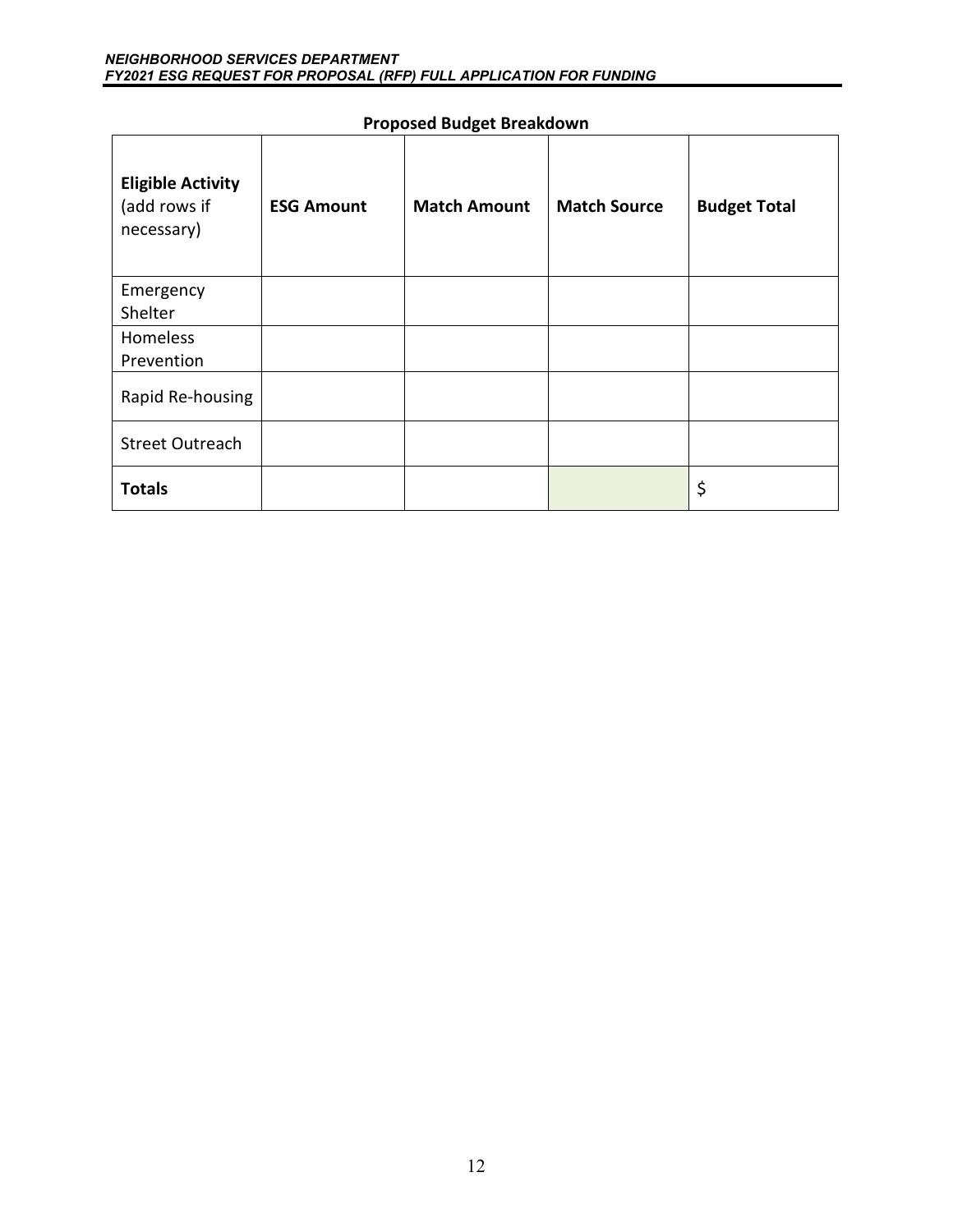### Proposed Budget Breakdown

| **Eligible Activity** (add rows if necessary) | **ESG Amount** | **Match Amount** | **Match Source** | **Budget Total** |
|---|---|---|---|---|
| Emergency Shelter | | | | |
| Homeless Prevention | | | | |
| Rapid Re-housing | | | | |
| Street Outreach | | | | |
| **Totals** | | | | $ |